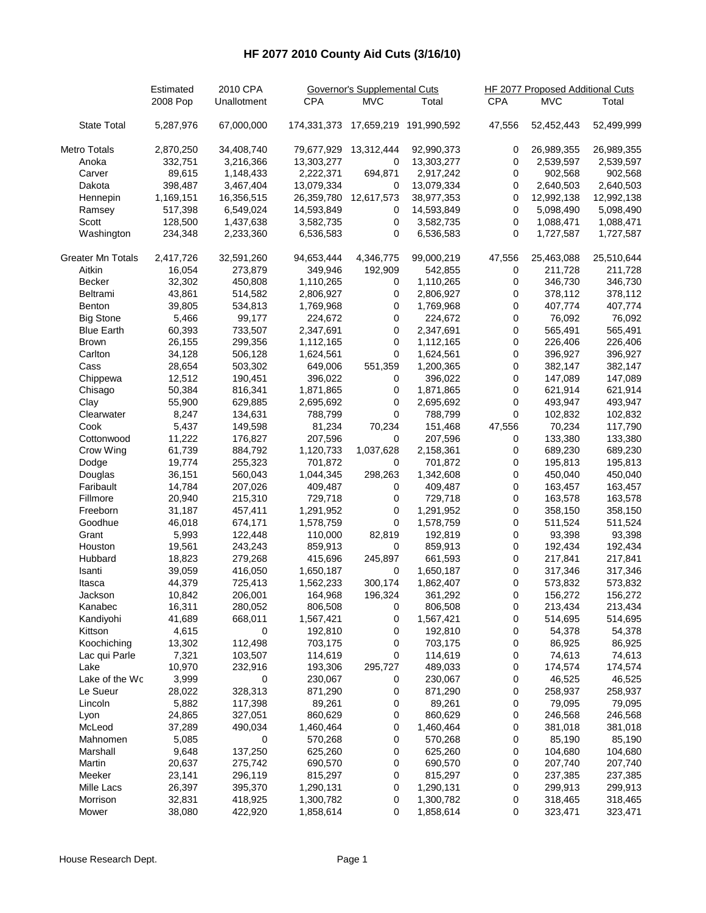# HF 2077 2010 County Aid Cuts (3/16/10)

| | Estimated 2008 Pop | 2010 CPA Unallotment | Governor's Supplemental Cuts | | | HF 2077 Proposed Additional Cuts | | |
|---|---|---|---|---|---|---|---|---|
| | | | CPA | MVC | Total | CPA | MVC | Total |
| State Total | 5,287,976 | 67,000,000 | 174,331,373 | 17,659,219 | 191,990,592 | 47,556 | 52,452,443 | 52,499,999 |
| Metro Totals | 2,870,250 | 34,408,740 | 79,677,929 | 13,312,444 | 92,990,373 | 0 | 26,989,355 | 26,989,355 |
| Anoka | 332,751 | 3,216,366 | 13,303,277 | 0 | 13,303,277 | 0 | 2,539,597 | 2,539,597 |
| Carver | 89,615 | 1,148,433 | 2,222,371 | 694,871 | 2,917,242 | 0 | 902,568 | 902,568 |
| Dakota | 398,487 | 3,467,404 | 13,079,334 | 0 | 13,079,334 | 0 | 2,640,503 | 2,640,503 |
| Hennepin | 1,169,151 | 16,356,515 | 26,359,780 | 12,617,573 | 38,977,353 | 0 | 12,992,138 | 12,992,138 |
| Ramsey | 517,398 | 6,549,024 | 14,593,849 | 0 | 14,593,849 | 0 | 5,098,490 | 5,098,490 |
| Scott | 128,500 | 1,437,638 | 3,582,735 | 0 | 3,582,735 | 0 | 1,088,471 | 1,088,471 |
| Washington | 234,348 | 2,233,360 | 6,536,583 | 0 | 6,536,583 | 0 | 1,727,587 | 1,727,587 |
| Greater Mn Totals | 2,417,726 | 32,591,260 | 94,653,444 | 4,346,775 | 99,000,219 | 47,556 | 25,463,088 | 25,510,644 |
| Aitkin | 16,054 | 273,879 | 349,946 | 192,909 | 542,855 | 0 | 211,728 | 211,728 |
| Becker | 32,302 | 450,808 | 1,110,265 | 0 | 1,110,265 | 0 | 346,730 | 346,730 |
| Beltrami | 43,861 | 514,582 | 2,806,927 | 0 | 2,806,927 | 0 | 378,112 | 378,112 |
| Benton | 39,805 | 534,813 | 1,769,968 | 0 | 1,769,968 | 0 | 407,774 | 407,774 |
| Big Stone | 5,466 | 99,177 | 224,672 | 0 | 224,672 | 0 | 76,092 | 76,092 |
| Blue Earth | 60,393 | 733,507 | 2,347,691 | 0 | 2,347,691 | 0 | 565,491 | 565,491 |
| Brown | 26,155 | 299,356 | 1,112,165 | 0 | 1,112,165 | 0 | 226,406 | 226,406 |
| Carlton | 34,128 | 506,128 | 1,624,561 | 0 | 1,624,561 | 0 | 396,927 | 396,927 |
| Cass | 28,654 | 503,302 | 649,006 | 551,359 | 1,200,365 | 0 | 382,147 | 382,147 |
| Chippewa | 12,512 | 190,451 | 396,022 | 0 | 396,022 | 0 | 147,089 | 147,089 |
| Chisago | 50,384 | 816,341 | 1,871,865 | 0 | 1,871,865 | 0 | 621,914 | 621,914 |
| Clay | 55,900 | 629,885 | 2,695,692 | 0 | 2,695,692 | 0 | 493,947 | 493,947 |
| Clearwater | 8,247 | 134,631 | 788,799 | 0 | 788,799 | 0 | 102,832 | 102,832 |
| Cook | 5,437 | 149,598 | 81,234 | 70,234 | 151,468 | 47,556 | 70,234 | 117,790 |
| Cottonwood | 11,222 | 176,827 | 207,596 | 0 | 207,596 | 0 | 133,380 | 133,380 |
| Crow Wing | 61,739 | 884,792 | 1,120,733 | 1,037,628 | 2,158,361 | 0 | 689,230 | 689,230 |
| Dodge | 19,774 | 255,323 | 701,872 | 0 | 701,872 | 0 | 195,813 | 195,813 |
| Douglas | 36,151 | 560,043 | 1,044,345 | 298,263 | 1,342,608 | 0 | 450,040 | 450,040 |
| Faribault | 14,784 | 207,026 | 409,487 | 0 | 409,487 | 0 | 163,457 | 163,457 |
| Fillmore | 20,940 | 215,310 | 729,718 | 0 | 729,718 | 0 | 163,578 | 163,578 |
| Freeborn | 31,187 | 457,411 | 1,291,952 | 0 | 1,291,952 | 0 | 358,150 | 358,150 |
| Goodhue | 46,018 | 674,171 | 1,578,759 | 0 | 1,578,759 | 0 | 511,524 | 511,524 |
| Grant | 5,993 | 122,448 | 110,000 | 82,819 | 192,819 | 0 | 93,398 | 93,398 |
| Houston | 19,561 | 243,243 | 859,913 | 0 | 859,913 | 0 | 192,434 | 192,434 |
| Hubbard | 18,823 | 279,268 | 415,696 | 245,897 | 661,593 | 0 | 217,841 | 217,841 |
| Isanti | 39,059 | 416,050 | 1,650,187 | 0 | 1,650,187 | 0 | 317,346 | 317,346 |
| Itasca | 44,379 | 725,413 | 1,562,233 | 300,174 | 1,862,407 | 0 | 573,832 | 573,832 |
| Jackson | 10,842 | 206,001 | 164,968 | 196,324 | 361,292 | 0 | 156,272 | 156,272 |
| Kanabec | 16,311 | 280,052 | 806,508 | 0 | 806,508 | 0 | 213,434 | 213,434 |
| Kandiyohi | 41,689 | 668,011 | 1,567,421 | 0 | 1,567,421 | 0 | 514,695 | 514,695 |
| Kittson | 4,615 | 0 | 192,810 | 0 | 192,810 | 0 | 54,378 | 54,378 |
| Koochiching | 13,302 | 112,498 | 703,175 | 0 | 703,175 | 0 | 86,925 | 86,925 |
| Lac qui Parle | 7,321 | 103,507 | 114,619 | 0 | 114,619 | 0 | 74,613 | 74,613 |
| Lake | 10,970 | 232,916 | 193,306 | 295,727 | 489,033 | 0 | 174,574 | 174,574 |
| Lake of the Wo | 3,999 | 0 | 230,067 | 0 | 230,067 | 0 | 46,525 | 46,525 |
| Le Sueur | 28,022 | 328,313 | 871,290 | 0 | 871,290 | 0 | 258,937 | 258,937 |
| Lincoln | 5,882 | 117,398 | 89,261 | 0 | 89,261 | 0 | 79,095 | 79,095 |
| Lyon | 24,865 | 327,051 | 860,629 | 0 | 860,629 | 0 | 246,568 | 246,568 |
| McLeod | 37,289 | 490,034 | 1,460,464 | 0 | 1,460,464 | 0 | 381,018 | 381,018 |
| Mahnomen | 5,085 | 0 | 570,268 | 0 | 570,268 | 0 | 85,190 | 85,190 |
| Marshall | 9,648 | 137,250 | 625,260 | 0 | 625,260 | 0 | 104,680 | 104,680 |
| Martin | 20,637 | 275,742 | 690,570 | 0 | 690,570 | 0 | 207,740 | 207,740 |
| Meeker | 23,141 | 296,119 | 815,297 | 0 | 815,297 | 0 | 237,385 | 237,385 |
| Mille Lacs | 26,397 | 395,370 | 1,290,131 | 0 | 1,290,131 | 0 | 299,913 | 299,913 |
| Morrison | 32,831 | 418,925 | 1,300,782 | 0 | 1,300,782 | 0 | 318,465 | 318,465 |
| Mower | 38,080 | 422,920 | 1,858,614 | 0 | 1,858,614 | 0 | 323,471 | 323,471 |

House Research Dept.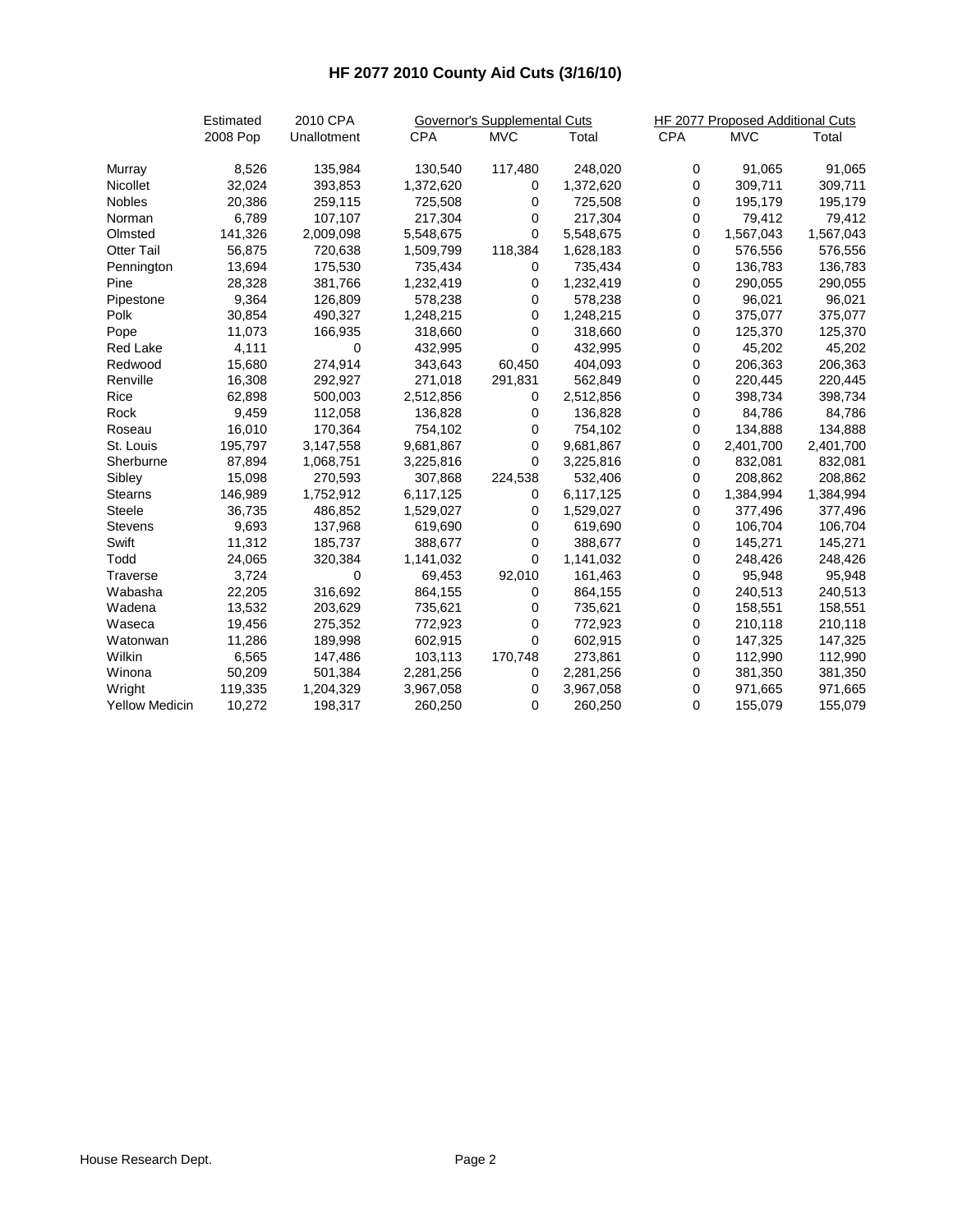# HF 2077 2010 County Aid Cuts (3/16/10)

| | Estimated | 2010 CPA | Governor's Supplemental Cuts | | | HF 2077 Proposed Additional Cuts | | |
|---|---|---|---|---|---|---|---|---|
| | 2008 Pop | Unallotment | CPA | MVC | Total | CPA | MVC | Total |
| Murray | 8,526 | 135,984 | 130,540 | 117,480 | 248,020 | 0 | 91,065 | 91,065 |
| Nicollet | 32,024 | 393,853 | 1,372,620 | 0 | 1,372,620 | 0 | 309,711 | 309,711 |
| Nobles | 20,386 | 259,115 | 725,508 | 0 | 725,508 | 0 | 195,179 | 195,179 |
| Norman | 6,789 | 107,107 | 217,304 | 0 | 217,304 | 0 | 79,412 | 79,412 |
| Olmsted | 141,326 | 2,009,098 | 5,548,675 | 0 | 5,548,675 | 0 | 1,567,043 | 1,567,043 |
| Otter Tail | 56,875 | 720,638 | 1,509,799 | 118,384 | 1,628,183 | 0 | 576,556 | 576,556 |
| Pennington | 13,694 | 175,530 | 735,434 | 0 | 735,434 | 0 | 136,783 | 136,783 |
| Pine | 28,328 | 381,766 | 1,232,419 | 0 | 1,232,419 | 0 | 290,055 | 290,055 |
| Pipestone | 9,364 | 126,809 | 578,238 | 0 | 578,238 | 0 | 96,021 | 96,021 |
| Polk | 30,854 | 490,327 | 1,248,215 | 0 | 1,248,215 | 0 | 375,077 | 375,077 |
| Pope | 11,073 | 166,935 | 318,660 | 0 | 318,660 | 0 | 125,370 | 125,370 |
| Red Lake | 4,111 | 0 | 432,995 | 0 | 432,995 | 0 | 45,202 | 45,202 |
| Redwood | 15,680 | 274,914 | 343,643 | 60,450 | 404,093 | 0 | 206,363 | 206,363 |
| Renville | 16,308 | 292,927 | 271,018 | 291,831 | 562,849 | 0 | 220,445 | 220,445 |
| Rice | 62,898 | 500,003 | 2,512,856 | 0 | 2,512,856 | 0 | 398,734 | 398,734 |
| Rock | 9,459 | 112,058 | 136,828 | 0 | 136,828 | 0 | 84,786 | 84,786 |
| Roseau | 16,010 | 170,364 | 754,102 | 0 | 754,102 | 0 | 134,888 | 134,888 |
| St. Louis | 195,797 | 3,147,558 | 9,681,867 | 0 | 9,681,867 | 0 | 2,401,700 | 2,401,700 |
| Sherburne | 87,894 | 1,068,751 | 3,225,816 | 0 | 3,225,816 | 0 | 832,081 | 832,081 |
| Sibley | 15,098 | 270,593 | 307,868 | 224,538 | 532,406 | 0 | 208,862 | 208,862 |
| Stearns | 146,989 | 1,752,912 | 6,117,125 | 0 | 6,117,125 | 0 | 1,384,994 | 1,384,994 |
| Steele | 36,735 | 486,852 | 1,529,027 | 0 | 1,529,027 | 0 | 377,496 | 377,496 |
| Stevens | 9,693 | 137,968 | 619,690 | 0 | 619,690 | 0 | 106,704 | 106,704 |
| Swift | 11,312 | 185,737 | 388,677 | 0 | 388,677 | 0 | 145,271 | 145,271 |
| Todd | 24,065 | 320,384 | 1,141,032 | 0 | 1,141,032 | 0 | 248,426 | 248,426 |
| Traverse | 3,724 | 0 | 69,453 | 92,010 | 161,463 | 0 | 95,948 | 95,948 |
| Wabasha | 22,205 | 316,692 | 864,155 | 0 | 864,155 | 0 | 240,513 | 240,513 |
| Wadena | 13,532 | 203,629 | 735,621 | 0 | 735,621 | 0 | 158,551 | 158,551 |
| Waseca | 19,456 | 275,352 | 772,923 | 0 | 772,923 | 0 | 210,118 | 210,118 |
| Watonwan | 11,286 | 189,998 | 602,915 | 0 | 602,915 | 0 | 147,325 | 147,325 |
| Wilkin | 6,565 | 147,486 | 103,113 | 170,748 | 273,861 | 0 | 112,990 | 112,990 |
| Winona | 50,209 | 501,384 | 2,281,256 | 0 | 2,281,256 | 0 | 381,350 | 381,350 |
| Wright | 119,335 | 1,204,329 | 3,967,058 | 0 | 3,967,058 | 0 | 971,665 | 971,665 |
| Yellow Medicin | 10,272 | 198,317 | 260,250 | 0 | 260,250 | 0 | 155,079 | 155,079 |

House Research Dept.